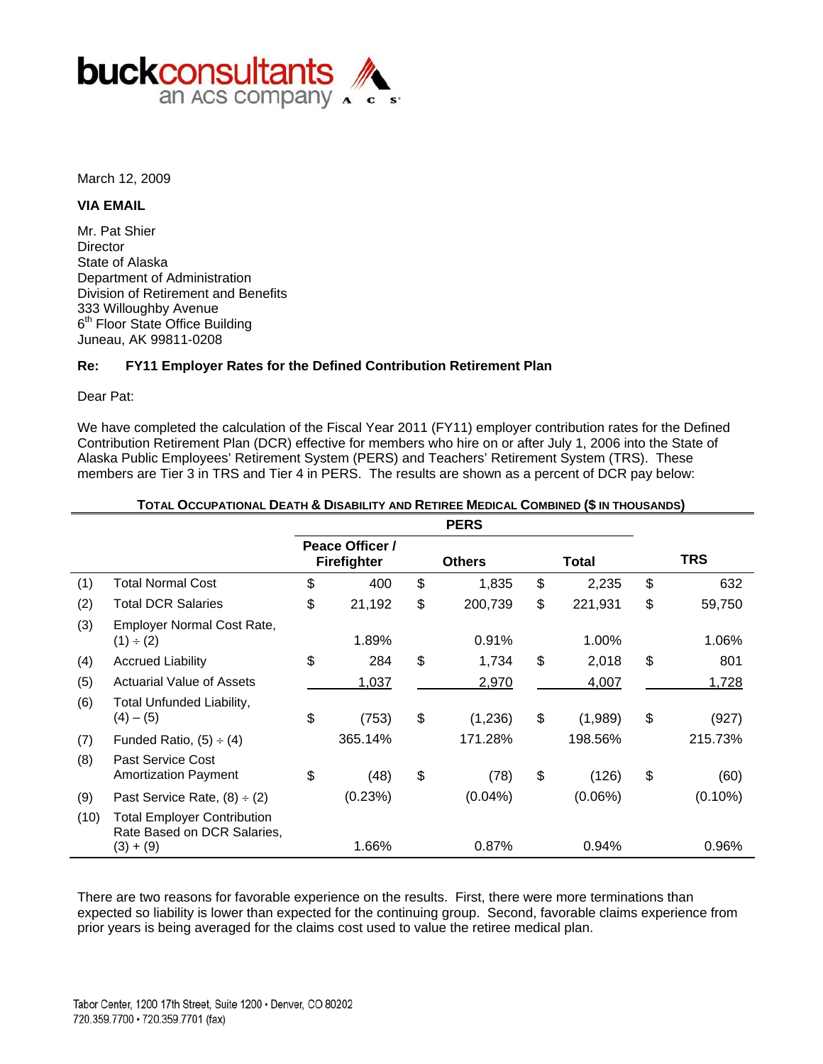buckconsultants
an ACS company

March 12, 2009

**VIA EMAIL**

Mr. Pat Shier
Director
State of Alaska
Department of Administration
Division of Retirement and Benefits
333 Willoughby Avenue
6th Floor State Office Building
Juneau, AK 99811-0208

**Re: FY11 Employer Rates for the Defined Contribution Retirement Plan**

Dear Pat:

We have completed the calculation of the Fiscal Year 2011 (FY11) employer contribution rates for the Defined Contribution Retirement Plan (DCR) effective for members who hire on or after July 1, 2006 into the State of Alaska Public Employees' Retirement System (PERS) and Teachers' Retirement System (TRS). These members are Tier 3 in TRS and Tier 4 in PERS. The results are shown as a percent of DCR pay below:

**TOTAL OCCUPATIONAL DEATH & DISABILITY AND RETIREE MEDICAL COMBINED ($ IN THOUSANDS)**

| | | PERS | | | |
|---|---|---|---|---|---|
| | | **Peace Officer / Firefighter** | **Others** | **Total** | **TRS** |
| (1) | Total Normal Cost | $ 400 | $ 1,835 | $ 2,235 | $ 632 |
| (2) | Total DCR Salaries | $ 21,192 | $ 200,739 | $ 221,931 | $ 59,750 |
| (3) | Employer Normal Cost Rate, (1) ÷ (2) | 1.89% | 0.91% | 1.00% | 1.06% |
| (4) | Accrued Liability | $ 284 | $ 1,734 | $ 2,018 | $ 801 |
| (5) | Actuarial Value of Assets | 1,037 | 2,970 | 4,007 | 1,728 |
| (6) | Total Unfunded Liability, (4) – (5) | $ (753) | $ (1,236) | $ (1,989) | $ (927) |
| (7) | Funded Ratio, (5) ÷ (4) | 365.14% | 171.28% | 198.56% | 215.73% |
| (8) | Past Service Cost Amortization Payment | $ (48) | $ (78) | $ (126) | $ (60) |
| (9) | Past Service Rate, (8) ÷ (2) | (0.23%) | (0.04%) | (0.06%) | (0.10%) |
| (10) | Total Employer Contribution Rate Based on DCR Salaries, (3) + (9) | 1.66% | 0.87% | 0.94% | 0.96% |

There are two reasons for favorable experience on the results. First, there were more terminations than expected so liability is lower than expected for the continuing group. Second, favorable claims experience from prior years is being averaged for the claims cost used to value the retiree medical plan.

Tabor Center, 1200 17th Street, Suite 1200 • Denver, CO 80202
720.359.7700 • 720.359.7701 (fax)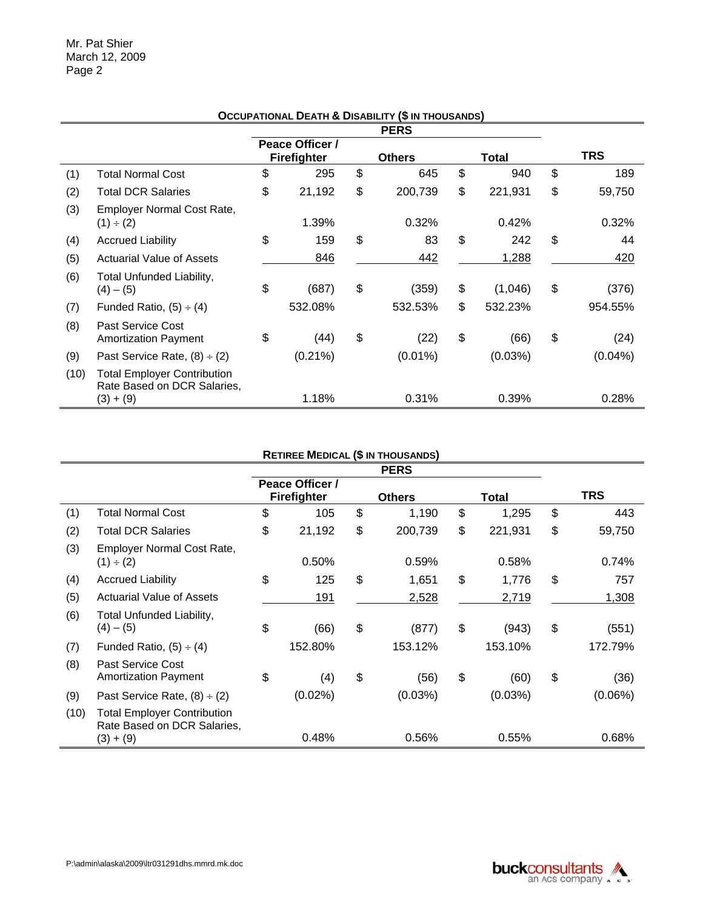Mr. Pat Shier
March 12, 2009

**OCCUPATIONAL DEATH & DISABILITY ($ IN THOUSANDS)**

| | | PERS | | | |
|---|---|---|---|---|---|
| | | Peace Officer / Firefighter | Others | Total | TRS |
| (1) | Total Normal Cost | $ 295 | $ 645 | $ 940 | $ 189 |
| (2) | Total DCR Salaries | $ 21,192 | $ 200,739 | $ 221,931 | $ 59,750 |
| (3) | Employer Normal Cost Rate, (1) ÷ (2) | 1.39% | 0.32% | 0.42% | 0.32% |
| (4) | Accrued Liability | $ 159 | $ 83 | $ 242 | $ 44 |
| (5) | Actuarial Value of Assets | 846 | 442 | 1,288 | 420 |
| (6) | Total Unfunded Liability, (4) – (5) | $ (687) | $ (359) | $ (1,046) | $ (376) |
| (7) | Funded Ratio, (5) ÷ (4) | 532.08% | 532.53% | $ 532.23% | 954.55% |
| (8) | Past Service Cost Amortization Payment | $ (44) | $ (22) | $ (66) | $ (24) |
| (9) | Past Service Rate, (8) ÷ (2) | (0.21%) | (0.01%) | (0.03%) | (0.04%) |
| (10) | Total Employer Contribution Rate Based on DCR Salaries, (3) + (9) | 1.18% | 0.31% | 0.39% | 0.28% |

**RETIREE MEDICAL ($ IN THOUSANDS)**

| | | PERS | | | |
|---|---|---|---|---|---|
| | | Peace Officer / Firefighter | Others | Total | TRS |
| (1) | Total Normal Cost | $ 105 | $ 1,190 | $ 1,295 | $ 443 |
| (2) | Total DCR Salaries | $ 21,192 | $ 200,739 | $ 221,931 | $ 59,750 |
| (3) | Employer Normal Cost Rate, (1) ÷ (2) | 0.50% | 0.59% | 0.58% | 0.74% |
| (4) | Accrued Liability | $ 125 | $ 1,651 | $ 1,776 | $ 757 |
| (5) | Actuarial Value of Assets | 191 | 2,528 | 2,719 | 1,308 |
| (6) | Total Unfunded Liability, (4) – (5) | $ (66) | $ (877) | $ (943) | $ (551) |
| (7) | Funded Ratio, (5) ÷ (4) | 152.80% | 153.12% | 153.10% | 172.79% |
| (8) | Past Service Cost Amortization Payment | $ (4) | $ (56) | $ (60) | $ (36) |
| (9) | Past Service Rate, (8) ÷ (2) | (0.02%) | (0.03%) | (0.03%) | (0.06%) |
| (10) | Total Employer Contribution Rate Based on DCR Salaries, (3) + (9) | 0.48% | 0.56% | 0.55% | 0.68% |

P:\admin\alaska\2009\ltr031291dhs.mmrd.mk.doc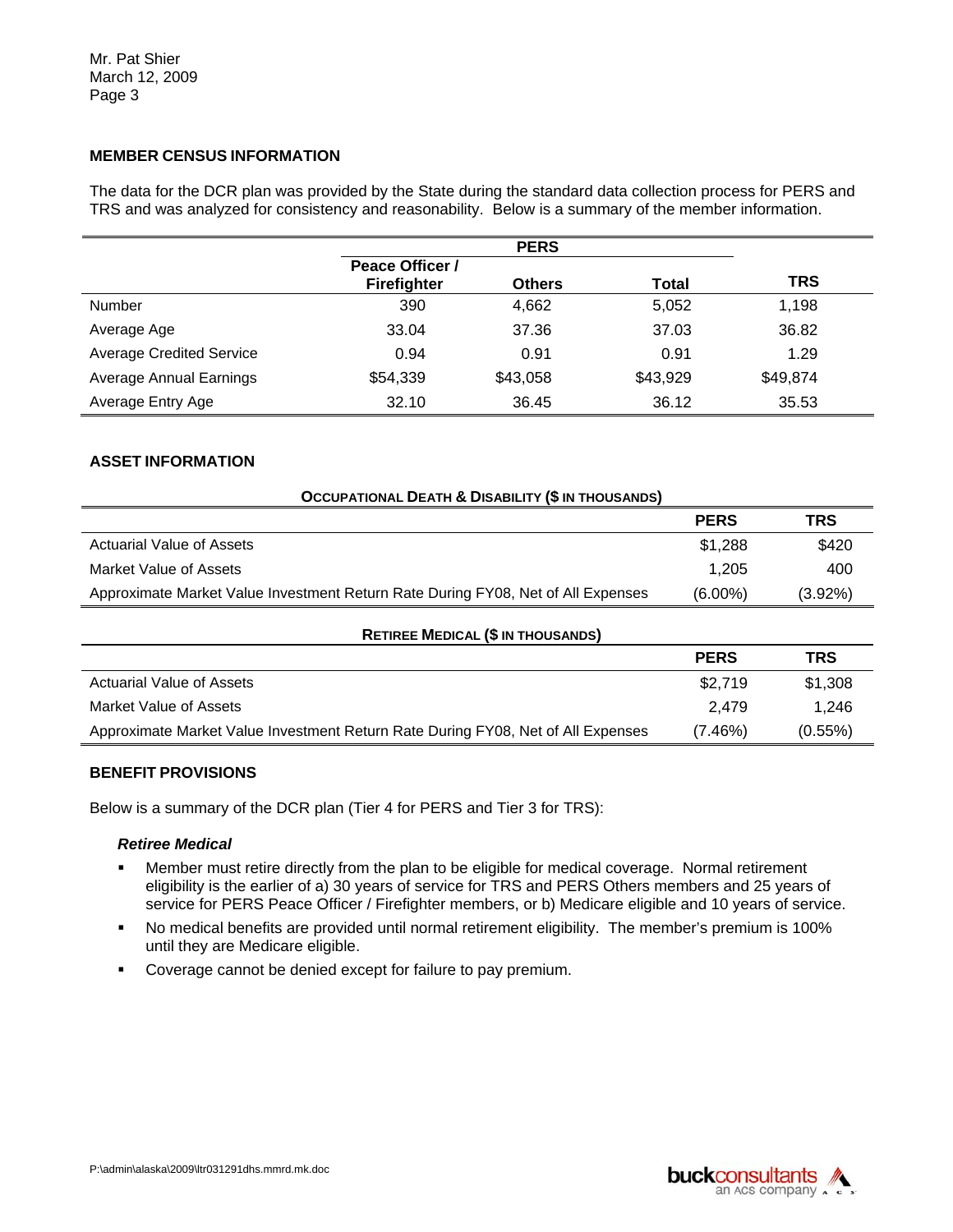Mr. Pat Shier
March 12, 2009

## MEMBER CENSUS INFORMATION

The data for the DCR plan was provided by the State during the standard data collection process for PERS and TRS and was analyzed for consistency and reasonability. Below is a summary of the member information.

| | PERS | | | |
|---|---|---|---|---|
| | Peace Officer / Firefighter | Others | Total | TRS |
| Number | 390 | 4,662 | 5,052 | 1,198 |
| Average Age | 33.04 | 37.36 | 37.03 | 36.82 |
| Average Credited Service | 0.94 | 0.91 | 0.91 | 1.29 |
| Average Annual Earnings | $54,339 | $43,058 | $43,929 | $49,874 |
| Average Entry Age | 32.10 | 36.45 | 36.12 | 35.53 |

## ASSET INFORMATION

**OCCUPATIONAL DEATH & DISABILITY ($ IN THOUSANDS)**

| | PERS | TRS |
|---|---|---|
| Actuarial Value of Assets | $1,288 | $420 |
| Market Value of Assets | 1,205 | 400 |
| Approximate Market Value Investment Return Rate During FY08, Net of All Expenses | (6.00%) | (3.92%) |

**RETIREE MEDICAL ($ IN THOUSANDS)**

| | PERS | TRS |
|---|---|---|
| Actuarial Value of Assets | $2,719 | $1,308 |
| Market Value of Assets | 2,479 | 1,246 |
| Approximate Market Value Investment Return Rate During FY08, Net of All Expenses | (7.46%) | (0.55%) |

## BENEFIT PROVISIONS

Below is a summary of the DCR plan (Tier 4 for PERS and Tier 3 for TRS):

### *Retiree Medical*

- Member must retire directly from the plan to be eligible for medical coverage. Normal retirement eligibility is the earlier of a) 30 years of service for TRS and PERS Others members and 25 years of service for PERS Peace Officer / Firefighter members, or b) Medicare eligible and 10 years of service.
- No medical benefits are provided until normal retirement eligibility. The member's premium is 100% until they are Medicare eligible.
- Coverage cannot be denied except for failure to pay premium.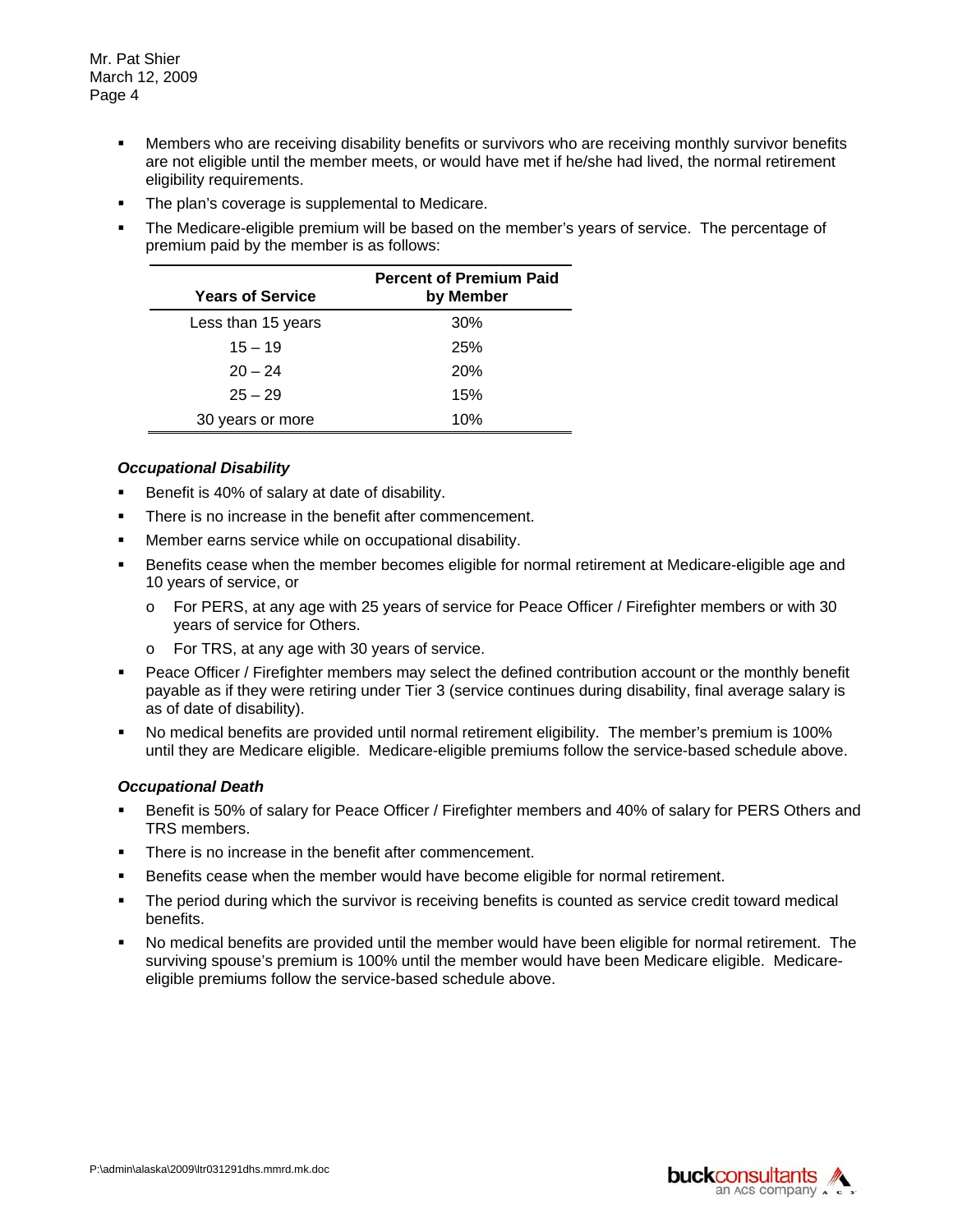- Members who are receiving disability benefits or survivors who are receiving monthly survivor benefits are not eligible until the member meets, or would have met if he/she had lived, the normal retirement eligibility requirements.
- The plan's coverage is supplemental to Medicare.
- The Medicare-eligible premium will be based on the member's years of service. The percentage of premium paid by the member is as follows:

| Years of Service | Percent of Premium Paid by Member |
|---|---|
| Less than 15 years | 30% |
| 15 – 19 | 25% |
| 20 – 24 | 20% |
| 25 – 29 | 15% |
| 30 years or more | 10% |

***Occupational Disability***

- Benefit is 40% of salary at date of disability.
- There is no increase in the benefit after commencement.
- Member earns service while on occupational disability.
- Benefits cease when the member becomes eligible for normal retirement at Medicare-eligible age and 10 years of service, or
  - For PERS, at any age with 25 years of service for Peace Officer / Firefighter members or with 30 years of service for Others.
  - For TRS, at any age with 30 years of service.
- Peace Officer / Firefighter members may select the defined contribution account or the monthly benefit payable as if they were retiring under Tier 3 (service continues during disability, final average salary is as of date of disability).
- No medical benefits are provided until normal retirement eligibility. The member's premium is 100% until they are Medicare eligible. Medicare-eligible premiums follow the service-based schedule above.

***Occupational Death***

- Benefit is 50% of salary for Peace Officer / Firefighter members and 40% of salary for PERS Others and TRS members.
- There is no increase in the benefit after commencement.
- Benefits cease when the member would have become eligible for normal retirement.
- The period during which the survivor is receiving benefits is counted as service credit toward medical benefits.
- No medical benefits are provided until the member would have been eligible for normal retirement. The surviving spouse's premium is 100% until the member would have been Medicare eligible. Medicare-eligible premiums follow the service-based schedule above.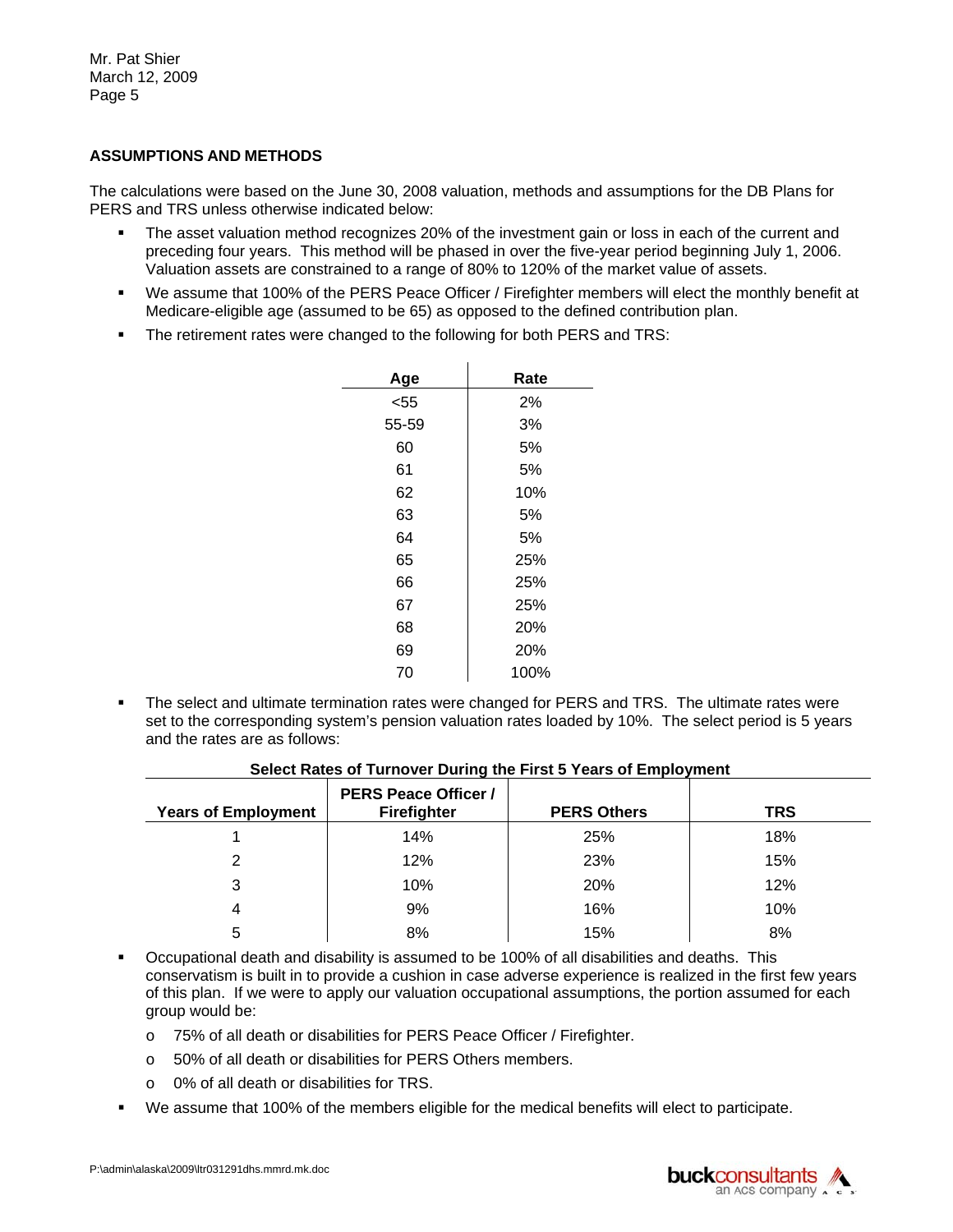Mr. Pat Shier
March 12, 2009
Page 5

**ASSUMPTIONS AND METHODS**

The calculations were based on the June 30, 2008 valuation, methods and assumptions for the DB Plans for PERS and TRS unless otherwise indicated below:

- The asset valuation method recognizes 20% of the investment gain or loss in each of the current and preceding four years. This method will be phased in over the five-year period beginning July 1, 2006. Valuation assets are constrained to a range of 80% to 120% of the market value of assets.
- We assume that 100% of the PERS Peace Officer / Firefighter members will elect the monthly benefit at Medicare-eligible age (assumed to be 65) as opposed to the defined contribution plan.
- The retirement rates were changed to the following for both PERS and TRS:

| Age | Rate |
|---|---|
| <55 | 2% |
| 55-59 | 3% |
| 60 | 5% |
| 61 | 5% |
| 62 | 10% |
| 63 | 5% |
| 64 | 5% |
| 65 | 25% |
| 66 | 25% |
| 67 | 25% |
| 68 | 20% |
| 69 | 20% |
| 70 | 100% |

- The select and ultimate termination rates were changed for PERS and TRS. The ultimate rates were set to the corresponding system's pension valuation rates loaded by 10%. The select period is 5 years and the rates are as follows:

**Select Rates of Turnover During the First 5 Years of Employment**

| Years of Employment | PERS Peace Officer / Firefighter | PERS Others | TRS |
|---|---|---|---|
| 1 | 14% | 25% | 18% |
| 2 | 12% | 23% | 15% |
| 3 | 10% | 20% | 12% |
| 4 | 9% | 16% | 10% |
| 5 | 8% | 15% | 8% |

- Occupational death and disability is assumed to be 100% of all disabilities and deaths. This conservatism is built in to provide a cushion in case adverse experience is realized in the first few years of this plan. If we were to apply our valuation occupational assumptions, the portion assumed for each group would be:
  - 75% of all death or disabilities for PERS Peace Officer / Firefighter.
  - 50% of all death or disabilities for PERS Others members.
  - 0% of all death or disabilities for TRS.
- We assume that 100% of the members eligible for the medical benefits will elect to participate.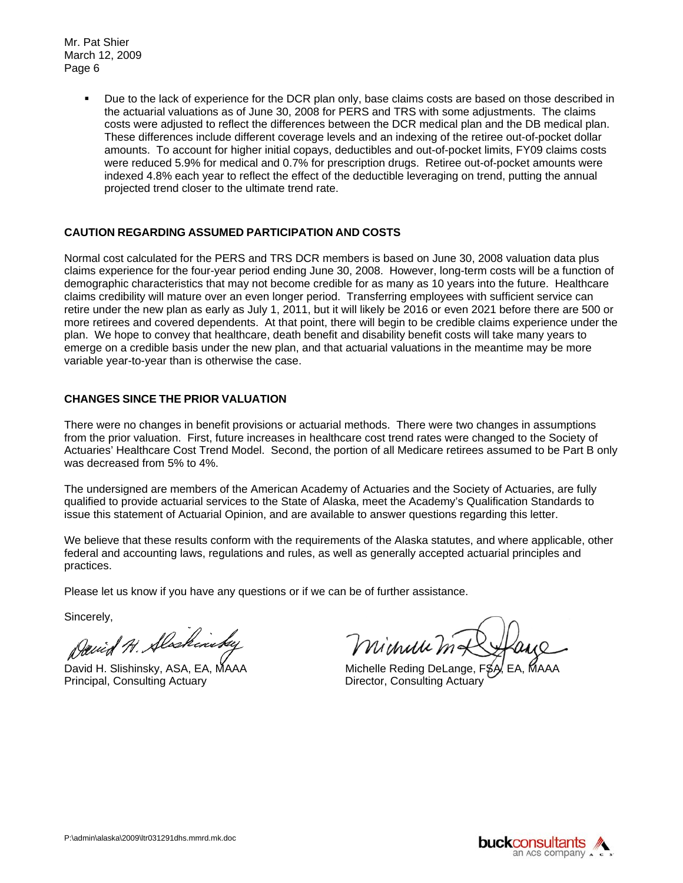- Due to the lack of experience for the DCR plan only, base claims costs are based on those described in the actuarial valuations as of June 30, 2008 for PERS and TRS with some adjustments. The claims costs were adjusted to reflect the differences between the DCR medical plan and the DB medical plan. These differences include different coverage levels and an indexing of the retiree out-of-pocket dollar amounts. To account for higher initial copays, deductibles and out-of-pocket limits, FY09 claims costs were reduced 5.9% for medical and 0.7% for prescription drugs. Retiree out-of-pocket amounts were indexed 4.8% each year to reflect the effect of the deductible leveraging on trend, putting the annual projected trend closer to the ultimate trend rate.

## CAUTION REGARDING ASSUMED PARTICIPATION AND COSTS

Normal cost calculated for the PERS and TRS DCR members is based on June 30, 2008 valuation data plus claims experience for the four-year period ending June 30, 2008. However, long-term costs will be a function of demographic characteristics that may not become credible for as many as 10 years into the future. Healthcare claims credibility will mature over an even longer period. Transferring employees with sufficient service can retire under the new plan as early as July 1, 2011, but it will likely be 2016 or even 2021 before there are 500 or more retirees and covered dependents. At that point, there will begin to be credible claims experience under the plan. We hope to convey that healthcare, death benefit and disability benefit costs will take many years to emerge on a credible basis under the new plan, and that actuarial valuations in the meantime may be more variable year-to-year than is otherwise the case.

## CHANGES SINCE THE PRIOR VALUATION

There were no changes in benefit provisions or actuarial methods. There were two changes in assumptions from the prior valuation. First, future increases in healthcare cost trend rates were changed to the Society of Actuaries' Healthcare Cost Trend Model. Second, the portion of all Medicare retirees assumed to be Part B only was decreased from 5% to 4%.

The undersigned are members of the American Academy of Actuaries and the Society of Actuaries, are fully qualified to provide actuarial services to the State of Alaska, meet the Academy's Qualification Standards to issue this statement of Actuarial Opinion, and are available to answer questions regarding this letter.

We believe that these results conform with the requirements of the Alaska statutes, and where applicable, other federal and accounting laws, regulations and rules, as well as generally accepted actuarial principles and practices.

Please let us know if you have any questions or if we can be of further assistance.

Sincerely,

David H. Slishinsky, ASA, EA, MAAA
Principal, Consulting Actuary

Michelle Reding DeLange, FSA, EA, MAAA
Director, Consulting Actuary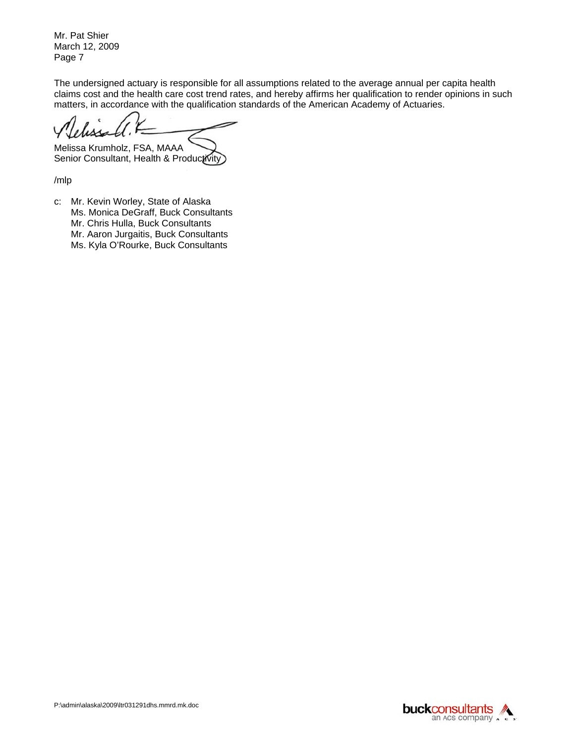The undersigned actuary is responsible for all assumptions related to the average annual per capita health claims cost and the health care cost trend rates, and hereby affirms her qualification to render opinions in such matters, in accordance with the qualification standards of the American Academy of Actuaries.

Melissa Krumholz, FSA, MAAA
Senior Consultant, Health & Productivity

/mlp

c: Mr. Kevin Worley, State of Alaska
Ms. Monica DeGraff, Buck Consultants
Mr. Chris Hulla, Buck Consultants
Mr. Aaron Jurgaitis, Buck Consultants
Ms. Kyla O'Rourke, Buck Consultants

P:\admin\alaska\2009\ltr031291dhs.mmrd.mk.doc